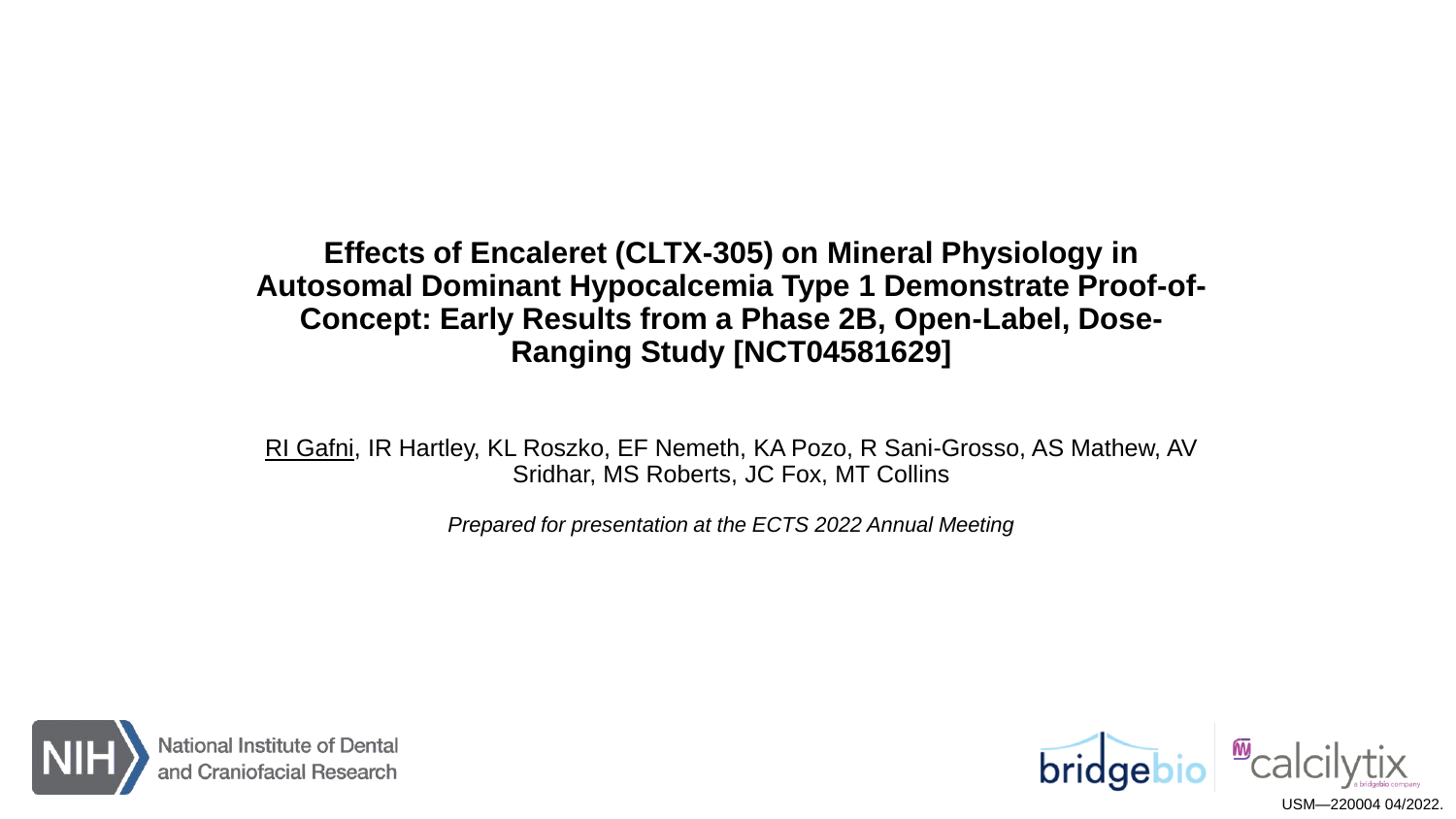# Effects of Encaleret (CLTX-305) on Mineral Physiology in Autosomal Dominant Hypocalcemia Type 1 Demonstrate Proof-of-Concept: Early Results from a Phase 2B, Open-Label, Dose-Ranging Study [NCT04581629]

RI Gafni, IR Hartley, KL Roszko, EF Nemeth, KA Pozo, R Sani-Grosso, AS Mathew, AV Sridhar, MS Roberts, JC Fox, MT Collins

*Prepared for presentation at the ECTS 2022 Annual Meeting*

NIH National Institute of Dental and Craniofacial Research

bridgebio calcilytix a bridgebio company

USM—220004 04/2022.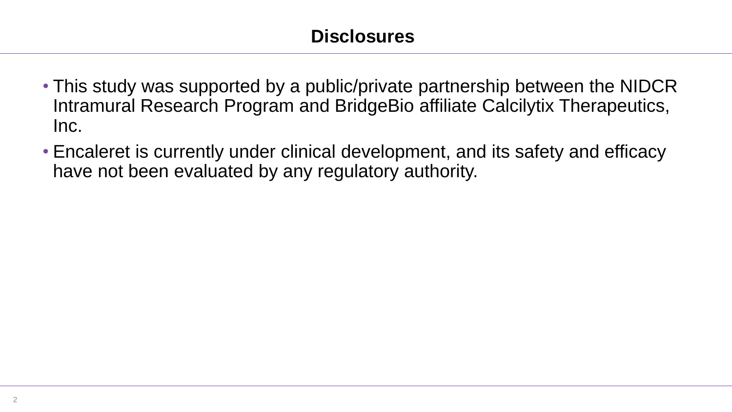# Disclosures

- This study was supported by a public/private partnership between the NIDCR Intramural Research Program and BridgeBio affiliate Calcilytix Therapeutics, Inc.
- Encaleret is currently under clinical development, and its safety and efficacy have not been evaluated by any regulatory authority.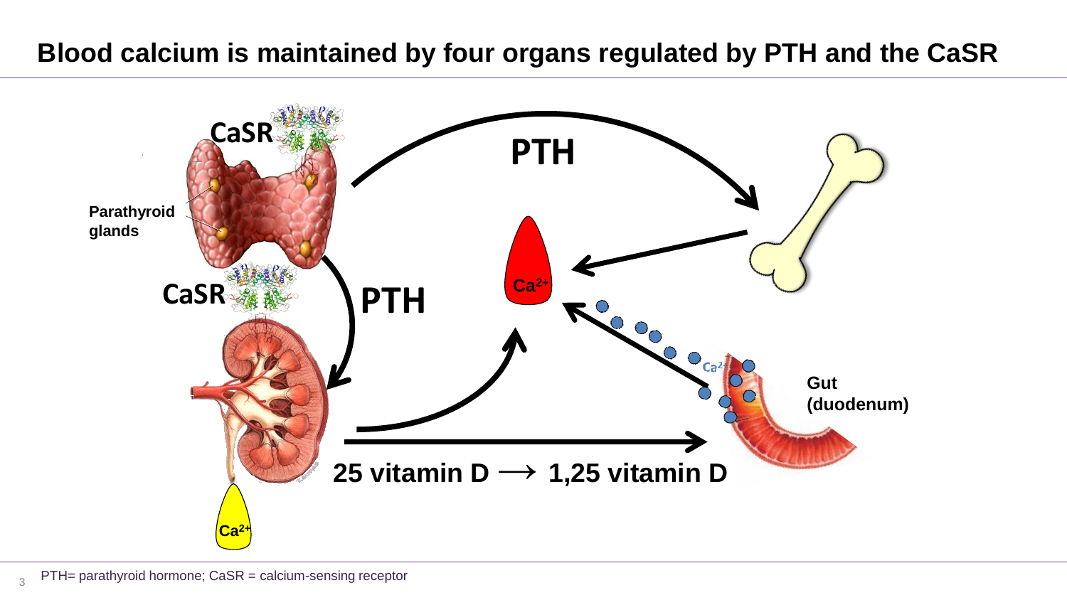# Blood calcium is maintained by four organs regulated by PTH and the CaSR

CaSR

Parathyroid glands

CaSR

PTH

PTH

$Ca^{2+}$

$Ca^{2+}$

Gut (duodenum)

25 vitamin D ⟶ 1,25 vitamin D

$Ca^{2+}$

PTH= parathyroid hormone; CaSR = calcium-sensing receptor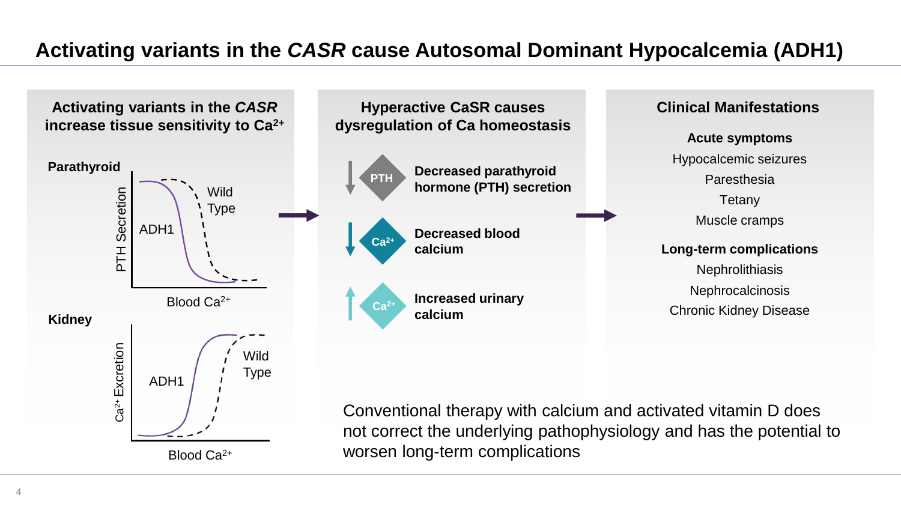# Activating variants in the *CASR* cause Autosomal Dominant Hypocalcemia (ADH1)

## Activating variants in the *CASR* increase tissue sensitivity to $Ca^{2+}$

**Parathyroid**

PTH Secretion

ADH1

Wild Type

Blood $Ca^{2+}$

**Kidney**

$Ca^{2+}$ Excretion

ADH1

Wild Type

Blood $Ca^{2+}$

## Hyperactive CaSR causes dysregulation of Ca homeostasis

- PTH — **Decreased parathyroid hormone (PTH) secretion**
- $Ca^{2+}$ — **Decreased blood calcium**
- $Ca^{2+}$ — **Increased urinary calcium**

## Clinical Manifestations

**Acute symptoms**

Hypocalcemic seizures

Paresthesia

Tetany

Muscle cramps

**Long-term complications**

Nephrolithiasis

Nephrocalcinosis

Chronic Kidney Disease

Conventional therapy with calcium and activated vitamin D does not correct the underlying pathophysiology and has the potential to worsen long-term complications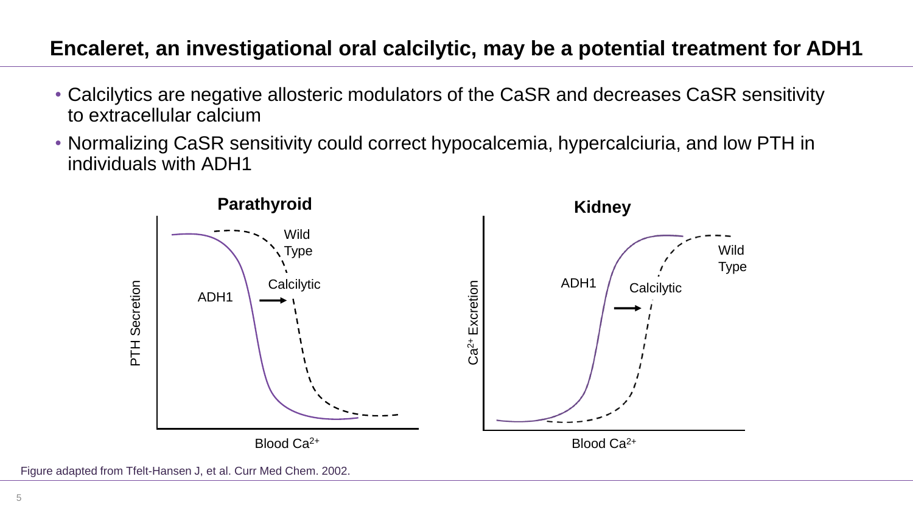# Encaleret, an investigational oral calcilytic, may be a potential treatment for ADH1

- Calcilytics are negative allosteric modulators of the CaSR and decreases CaSR sensitivity to extracellular calcium
- Normalizing CaSR sensitivity could correct hypocalcemia, hypercalciuria, and low PTH in individuals with ADH1

**Parathyroid**

PTH Secretion

Wild Type

ADH1

Calcilytic

Blood $Ca^{2+}$

**Kidney**

$Ca^{2+}$ Excretion

Wild Type

ADH1

Calcilytic

Blood $Ca^{2+}$

Figure adapted from Tfelt-Hansen J, et al. Curr Med Chem. 2002.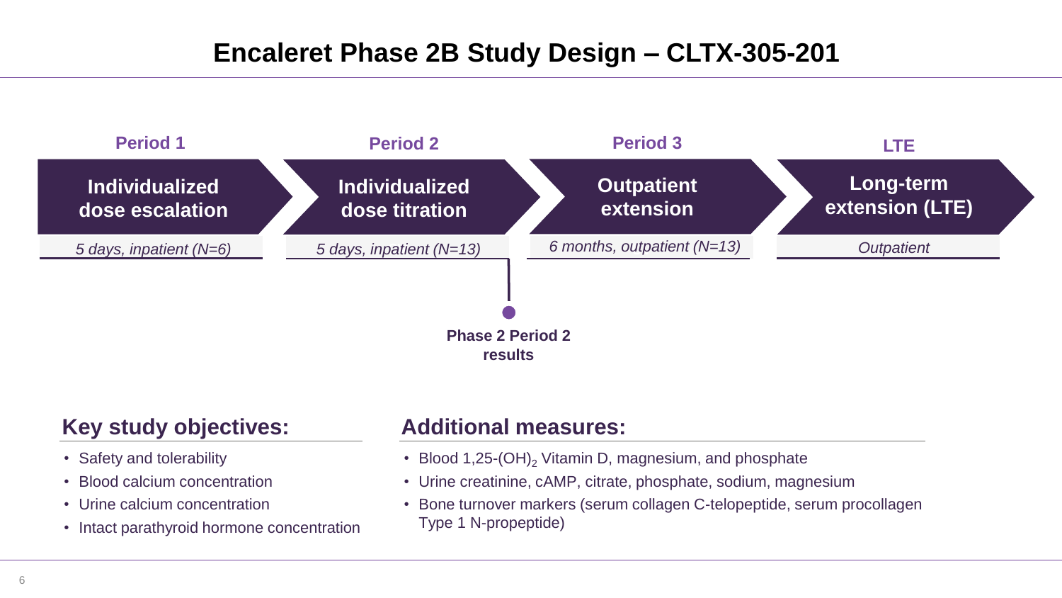# Encaleret Phase 2B Study Design – CLTX-305-201

**Period 1**
**Individualized dose escalation**
*5 days, inpatient (N=6)*

**Period 2**
**Individualized dose titration**
*5 days, inpatient (N=13)*

**Phase 2 Period 2 results**

**Period 3**
**Outpatient extension**
*6 months, outpatient (N=13)*

**LTE**
**Long-term extension (LTE)**
*Outpatient*

## Key study objectives:

- Safety and tolerability
- Blood calcium concentration
- Urine calcium concentration
- Intact parathyroid hormone concentration

## Additional measures:

- Blood 1,25-$(OH)_2$ Vitamin D, magnesium, and phosphate
- Urine creatinine, cAMP, citrate, phosphate, sodium, magnesium
- Bone turnover markers (serum collagen C-telopeptide, serum procollagen Type 1 N-propeptide)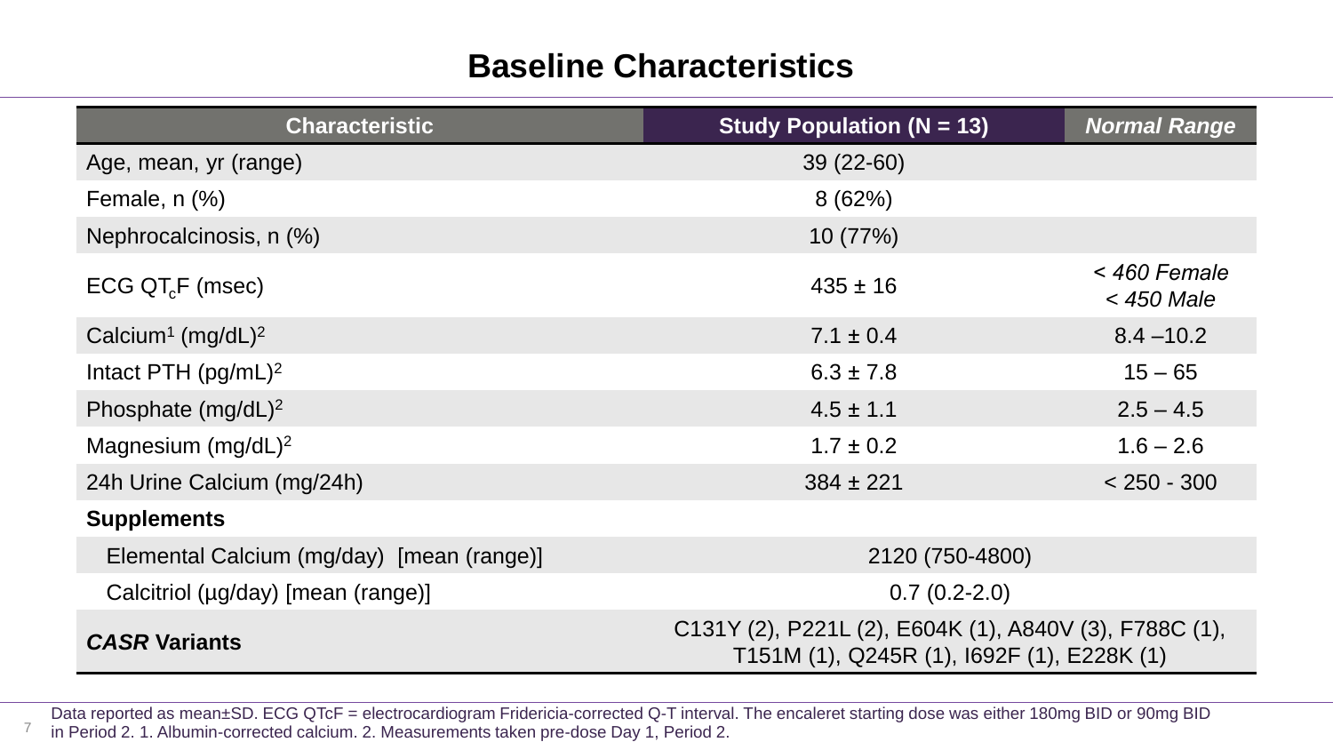# Baseline Characteristics

| Characteristic | Study Population (N = 13) | *Normal Range* |
|---|---|---|
| Age, mean, yr (range) | 39 (22-60) | |
| Female, n (%) | 8 (62%) | |
| Nephrocalcinosis, n (%) | 10 (77%) | |
| ECG $QT_cF$ (msec) | 435 ± 16 | *< 460 Female*<br>*< 450 Male* |
| Calcium[1] (mg/dL)[2] | 7.1 ± 0.4 | 8.4 –10.2 |
| Intact PTH (pg/mL)[2] | 6.3 ± 7.8 | 15 – 65 |
| Phosphate (mg/dL)[2] | 4.5 ± 1.1 | 2.5 – 4.5 |
| Magnesium (mg/dL)[2] | 1.7 ± 0.2 | 1.6 – 2.6 |
| 24h Urine Calcium (mg/24h) | 384 ± 221 | < 250 - 300 |
| **Supplements** | | |
| Elemental Calcium (mg/day) [mean (range)] | 2120 (750-4800) | |
| Calcitriol (µg/day) [mean (range)] | 0.7 (0.2-2.0) | |
| ***CASR* Variants** | C131Y (2), P221L (2), E604K (1), A840V (3), F788C (1), T151M (1), Q245R (1), I692F (1), E228K (1) | |

Data reported as mean±SD. ECG QTcF = electrocardiogram Fridericia-corrected Q-T interval. The encaleret starting dose was either 180mg BID or 90mg BID in Period 2. 1. Albumin-corrected calcium. 2. Measurements taken pre-dose Day 1, Period 2.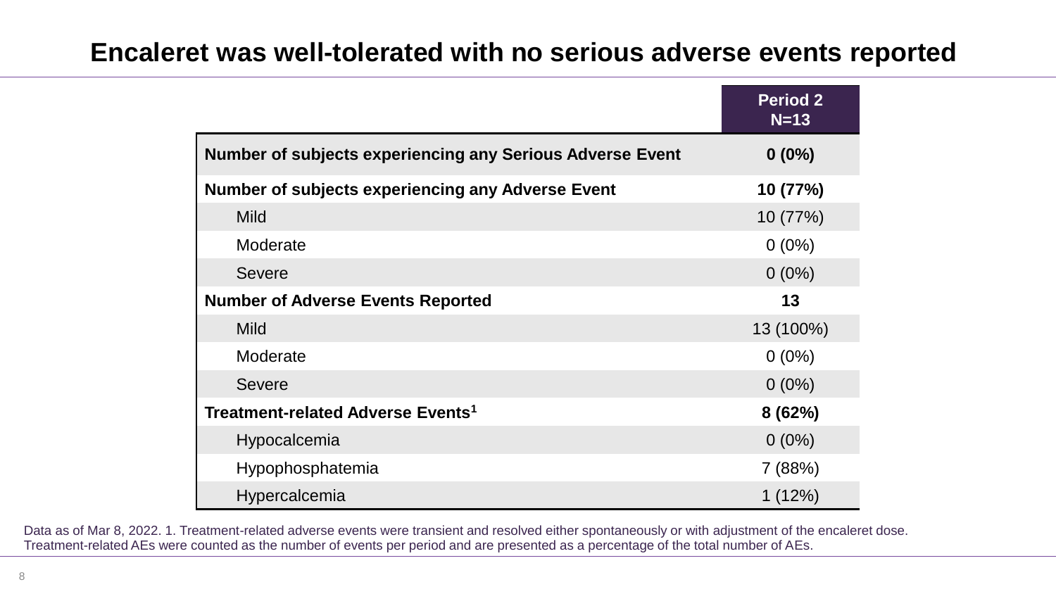# Encaleret was well-tolerated with no serious adverse events reported

| | Period 2 N=13 |
|---|---|
| **Number of subjects experiencing any Serious Adverse Event** | **0 (0%)** |
| **Number of subjects experiencing any Adverse Event** | **10 (77%)** |
| Mild | 10 (77%) |
| Moderate | 0 (0%) |
| Severe | 0 (0%) |
| **Number of Adverse Events Reported** | **13** |
| Mild | 13 (100%) |
| Moderate | 0 (0%) |
| Severe | 0 (0%) |
| **Treatment-related Adverse Events[1]** | **8 (62%)** |
| Hypocalcemia | 0 (0%) |
| Hypophosphatemia | 7 (88%) |
| Hypercalcemia | 1 (12%) |

Data as of Mar 8, 2022. 1. Treatment-related adverse events were transient and resolved either spontaneously or with adjustment of the encaleret dose. Treatment-related AEs were counted as the number of events per period and are presented as a percentage of the total number of AEs.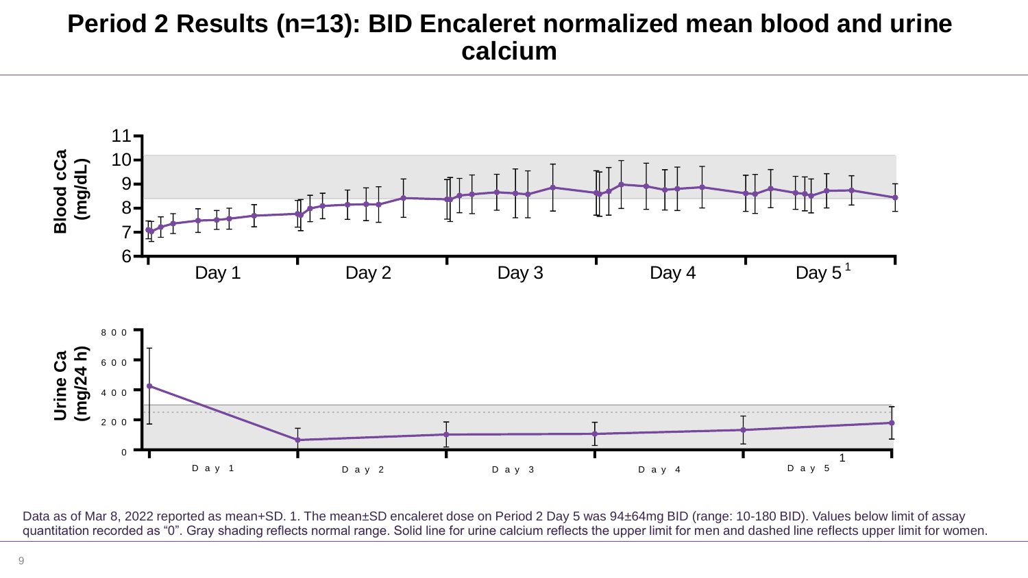# Period 2 Results (n=13): BID Encaleret normalized mean blood and urine calcium

Blood cCa (mg/dL)

11
10
9
8
7
6

Day 1 Day 2 Day 3 Day 4 Day 5[1]

Urine Ca (mg/24 h)

800
600
400
200
0

Day 1 Day 2 Day 3 Day 4 Day 5[1]

Data as of Mar 8, 2022 reported as mean+SD. 1. The mean±SD encaleret dose on Period 2 Day 5 was 94±64mg BID (range: 10-180 BID). Values below limit of assay quantitation recorded as "0". Gray shading reflects normal range. Solid line for urine calcium reflects the upper limit for men and dashed line reflects upper limit for women.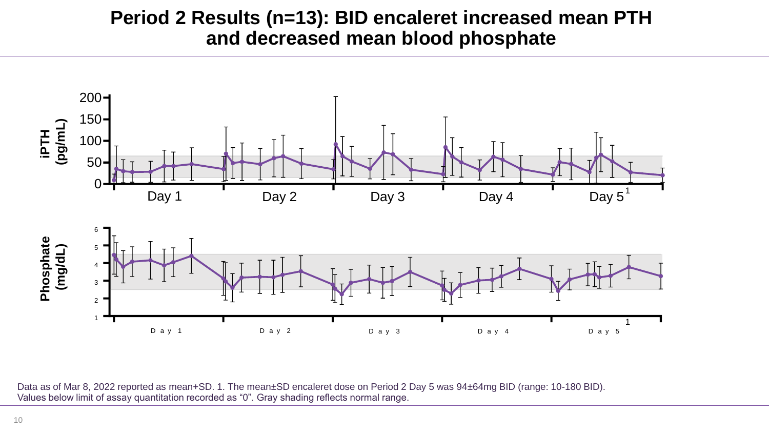# Period 2 Results (n=13): BID encaleret increased mean PTH and decreased mean blood phosphate

iPTH (pg/mL)

200
150
100
50
0

Day 1 | Day 2 | Day 3 | Day 4 | Day 5[1]

Phosphate (mg/dL)

6
5
4
3
2
1

Day 1 | Day 2 | Day 3 | Day 4 | Day 5[1]

Data as of Mar 8, 2022 reported as mean+SD. 1. The mean±SD encaleret dose on Period 2 Day 5 was 94±64mg BID (range: 10-180 BID). Values below limit of assay quantitation recorded as “0”. Gray shading reflects normal range.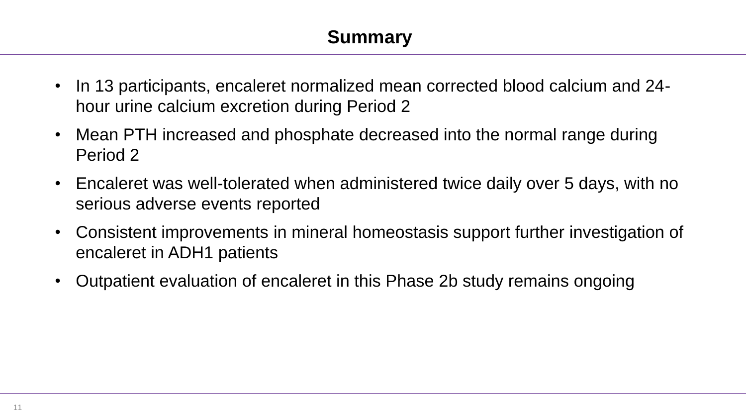# Summary

- In 13 participants, encaleret normalized mean corrected blood calcium and 24-hour urine calcium excretion during Period 2
- Mean PTH increased and phosphate decreased into the normal range during Period 2
- Encaleret was well-tolerated when administered twice daily over 5 days, with no serious adverse events reported
- Consistent improvements in mineral homeostasis support further investigation of encaleret in ADH1 patients
- Outpatient evaluation of encaleret in this Phase 2b study remains ongoing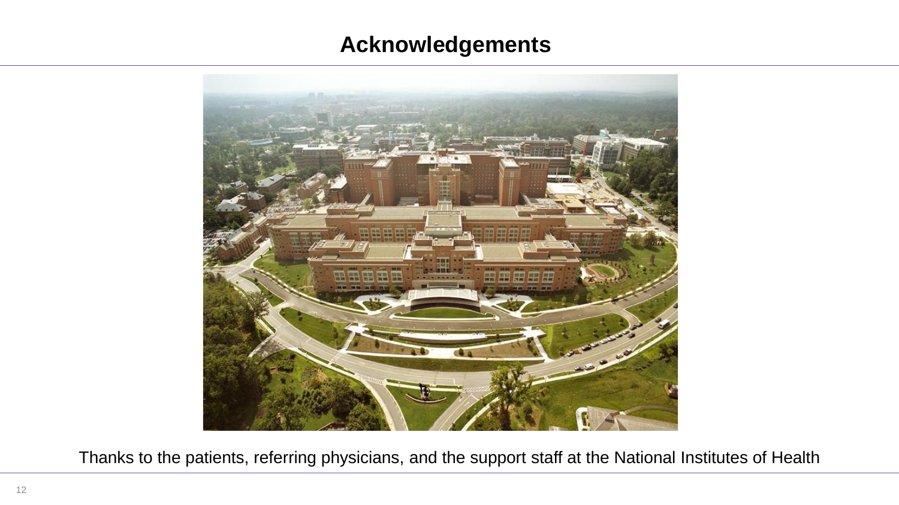# Acknowledgements

Thanks to the patients, referring physicians, and the support staff at the National Institutes of Health